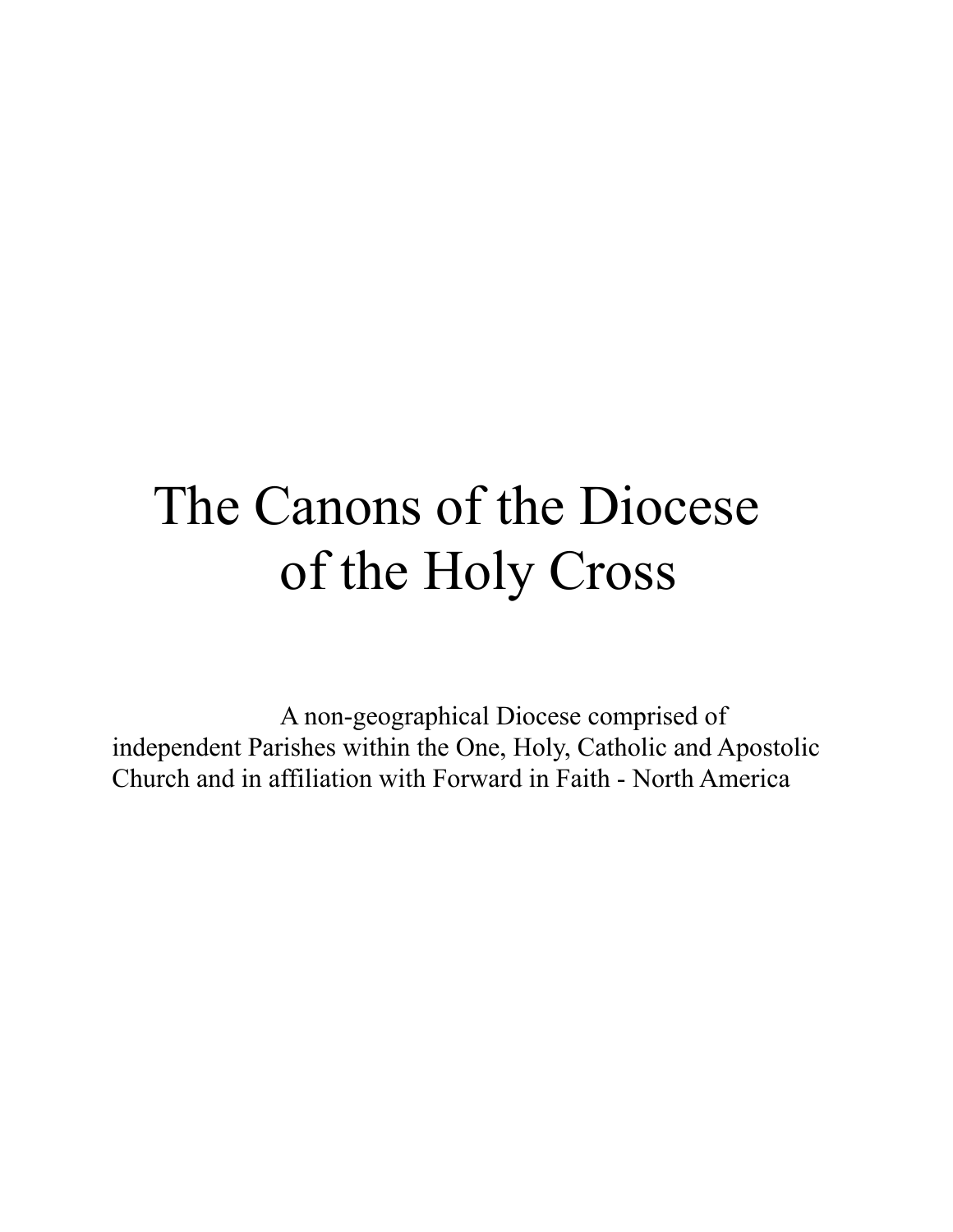# The Canons of the Diocese of the Holy Cross

A non-geographical Diocese comprised of independent Parishes within the One, Holy, Catholic and Apostolic Church and in affiliation with Forward in Faith - North America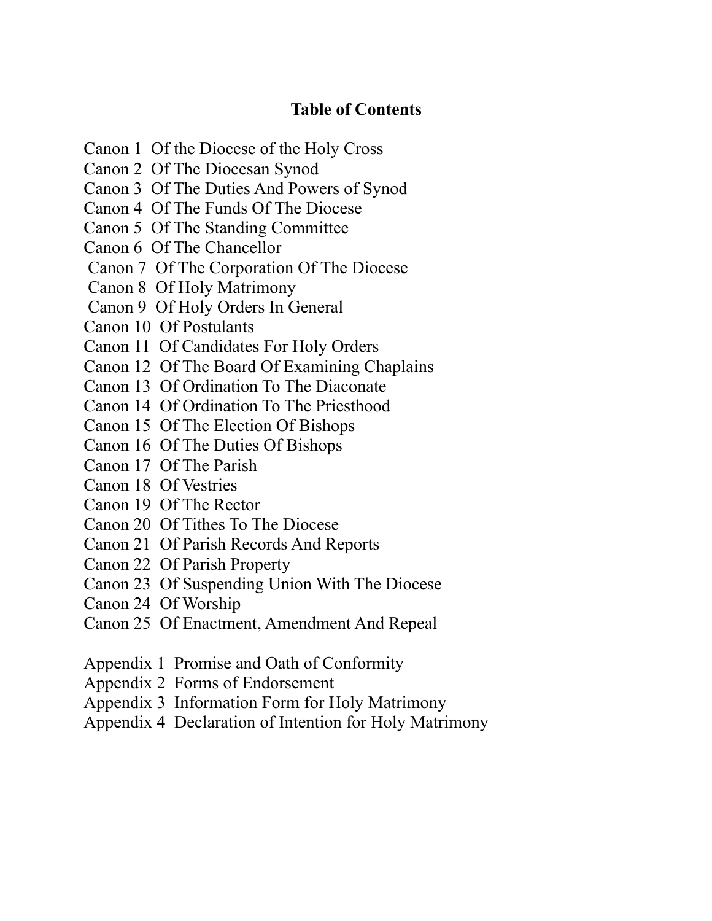## Table of Contents

Canon 1 Of the Diocese of the Holy Cross
Canon 2 Of The Diocesan Synod
Canon 3 Of The Duties And Powers of Synod
Canon 4 Of The Funds Of The Diocese
Canon 5 Of The Standing Committee
Canon 6 Of The Chancellor
Canon 7 Of The Corporation Of The Diocese
Canon 8 Of Holy Matrimony
Canon 9 Of Holy Orders In General
Canon 10 Of Postulants
Canon 11 Of Candidates For Holy Orders
Canon 12 Of The Board Of Examining Chaplains
Canon 13 Of Ordination To The Diaconate
Canon 14 Of Ordination To The Priesthood
Canon 15 Of The Election Of Bishops
Canon 16 Of The Duties Of Bishops
Canon 17 Of The Parish
Canon 18 Of Vestries
Canon 19 Of The Rector
Canon 20 Of Tithes To The Diocese
Canon 21 Of Parish Records And Reports
Canon 22 Of Parish Property
Canon 23 Of Suspending Union With The Diocese
Canon 24 Of Worship
Canon 25 Of Enactment, Amendment And Repeal

Appendix 1 Promise and Oath of Conformity
Appendix 2 Forms of Endorsement
Appendix 3 Information Form for Holy Matrimony
Appendix 4 Declaration of Intention for Holy Matrimony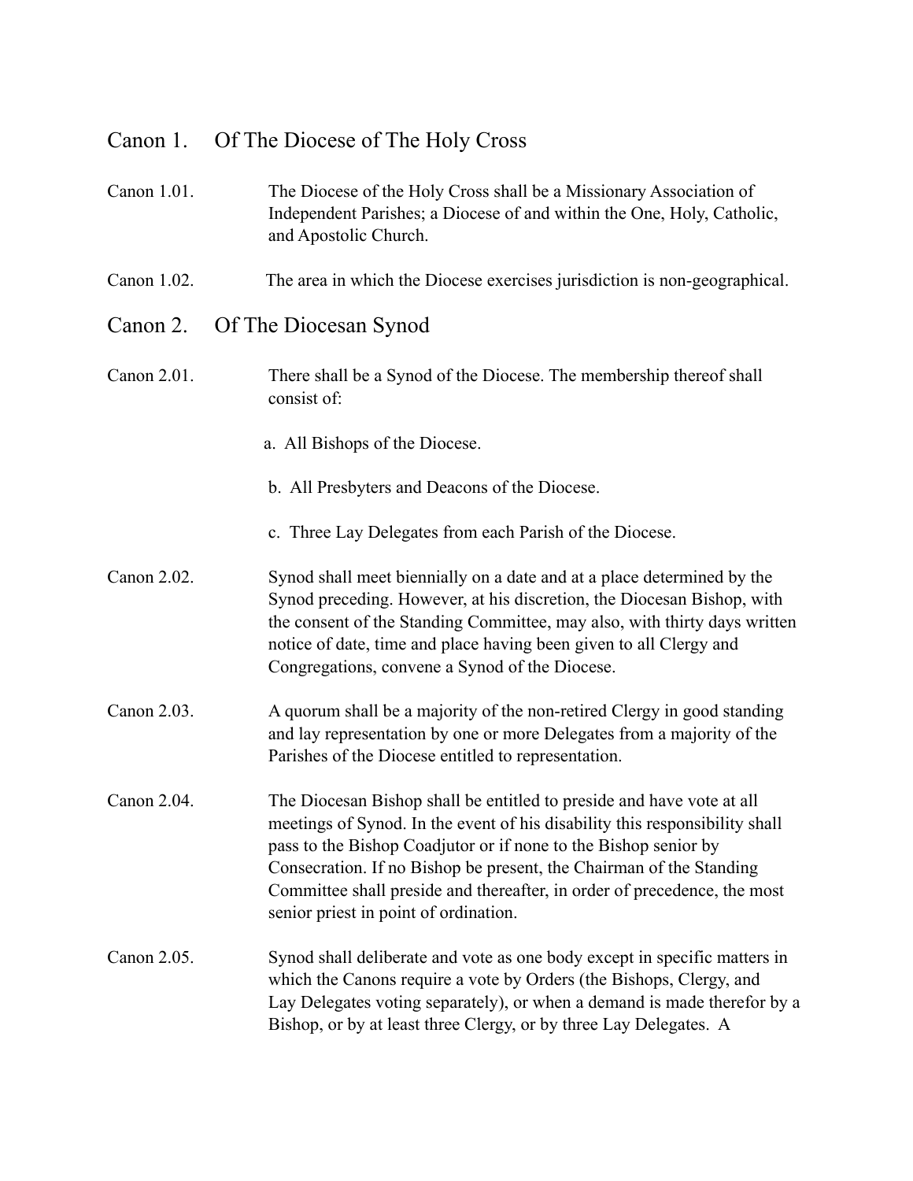## Canon 1. Of The Diocese of The Holy Cross

Canon 1.01. The Diocese of the Holy Cross shall be a Missionary Association of Independent Parishes; a Diocese of and within the One, Holy, Catholic, and Apostolic Church.

Canon 1.02. The area in which the Diocese exercises jurisdiction is non-geographical.

## Canon 2. Of The Diocesan Synod

Canon 2.01. There shall be a Synod of the Diocese. The membership thereof shall consist of:

a. All Bishops of the Diocese.

b. All Presbyters and Deacons of the Diocese.

c. Three Lay Delegates from each Parish of the Diocese.

Canon 2.02. Synod shall meet biennially on a date and at a place determined by the Synod preceding. However, at his discretion, the Diocesan Bishop, with the consent of the Standing Committee, may also, with thirty days written notice of date, time and place having been given to all Clergy and Congregations, convene a Synod of the Diocese.

Canon 2.03. A quorum shall be a majority of the non-retired Clergy in good standing and lay representation by one or more Delegates from a majority of the Parishes of the Diocese entitled to representation.

Canon 2.04. The Diocesan Bishop shall be entitled to preside and have vote at all meetings of Synod. In the event of his disability this responsibility shall pass to the Bishop Coadjutor or if none to the Bishop senior by Consecration. If no Bishop be present, the Chairman of the Standing Committee shall preside and thereafter, in order of precedence, the most senior priest in point of ordination.

Canon 2.05. Synod shall deliberate and vote as one body except in specific matters in which the Canons require a vote by Orders (the Bishops, Clergy, and Lay Delegates voting separately), or when a demand is made therefor by a Bishop, or by at least three Clergy, or by three Lay Delegates. A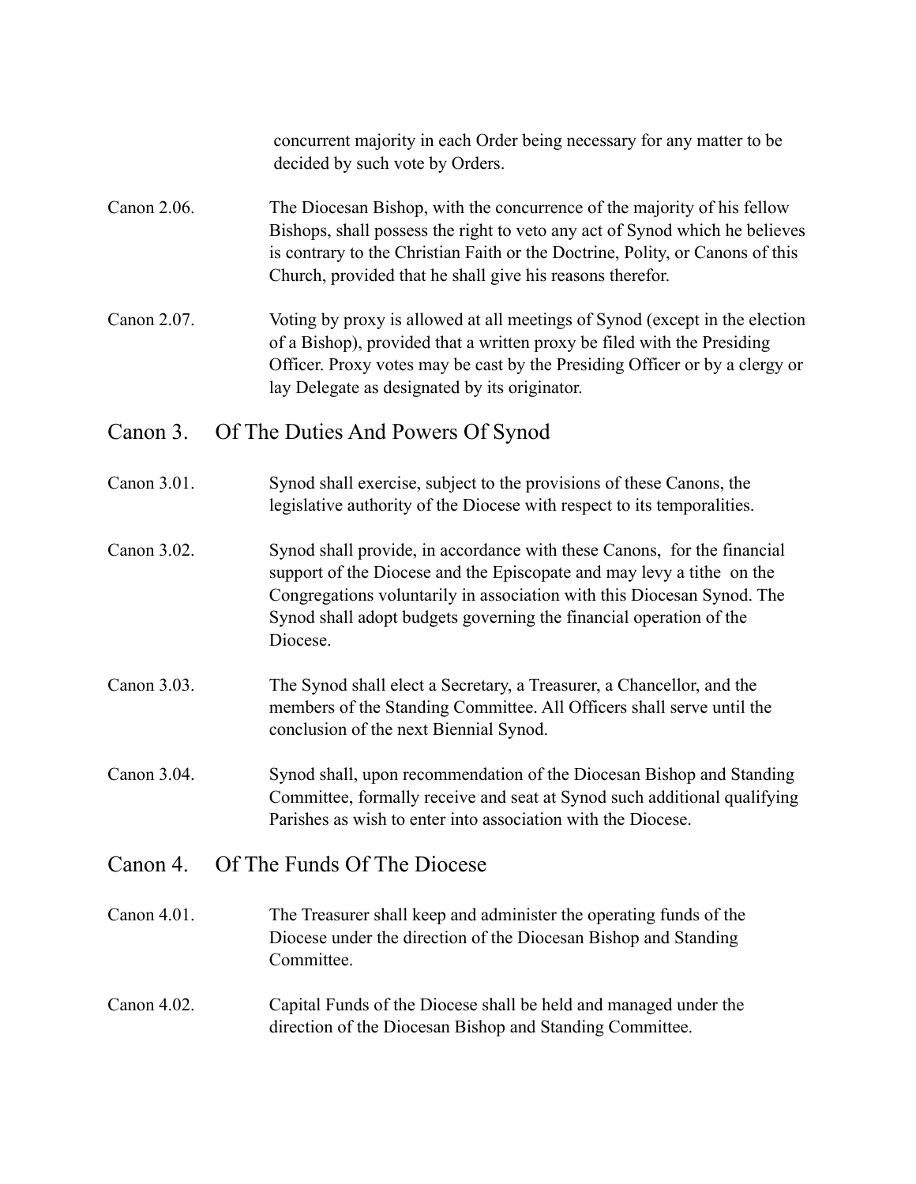concurrent majority in each Order being necessary for any matter to be decided by such vote by Orders.

Canon 2.06. The Diocesan Bishop, with the concurrence of the majority of his fellow Bishops, shall possess the right to veto any act of Synod which he believes is contrary to the Christian Faith or the Doctrine, Polity, or Canons of this Church, provided that he shall give his reasons therefor.

Canon 2.07. Voting by proxy is allowed at all meetings of Synod (except in the election of a Bishop), provided that a written proxy be filed with the Presiding Officer. Proxy votes may be cast by the Presiding Officer or by a clergy or lay Delegate as designated by its originator.

## Canon 3. Of The Duties And Powers Of Synod

Canon 3.01. Synod shall exercise, subject to the provisions of these Canons, the legislative authority of the Diocese with respect to its temporalities.

Canon 3.02. Synod shall provide, in accordance with these Canons, for the financial support of the Diocese and the Episcopate and may levy a tithe on the Congregations voluntarily in association with this Diocesan Synod. The Synod shall adopt budgets governing the financial operation of the Diocese.

Canon 3.03. The Synod shall elect a Secretary, a Treasurer, a Chancellor, and the members of the Standing Committee. All Officers shall serve until the conclusion of the next Biennial Synod.

Canon 3.04. Synod shall, upon recommendation of the Diocesan Bishop and Standing Committee, formally receive and seat at Synod such additional qualifying Parishes as wish to enter into association with the Diocese.

## Canon 4. Of The Funds Of The Diocese

Canon 4.01. The Treasurer shall keep and administer the operating funds of the Diocese under the direction of the Diocesan Bishop and Standing Committee.

Canon 4.02. Capital Funds of the Diocese shall be held and managed under the direction of the Diocesan Bishop and Standing Committee.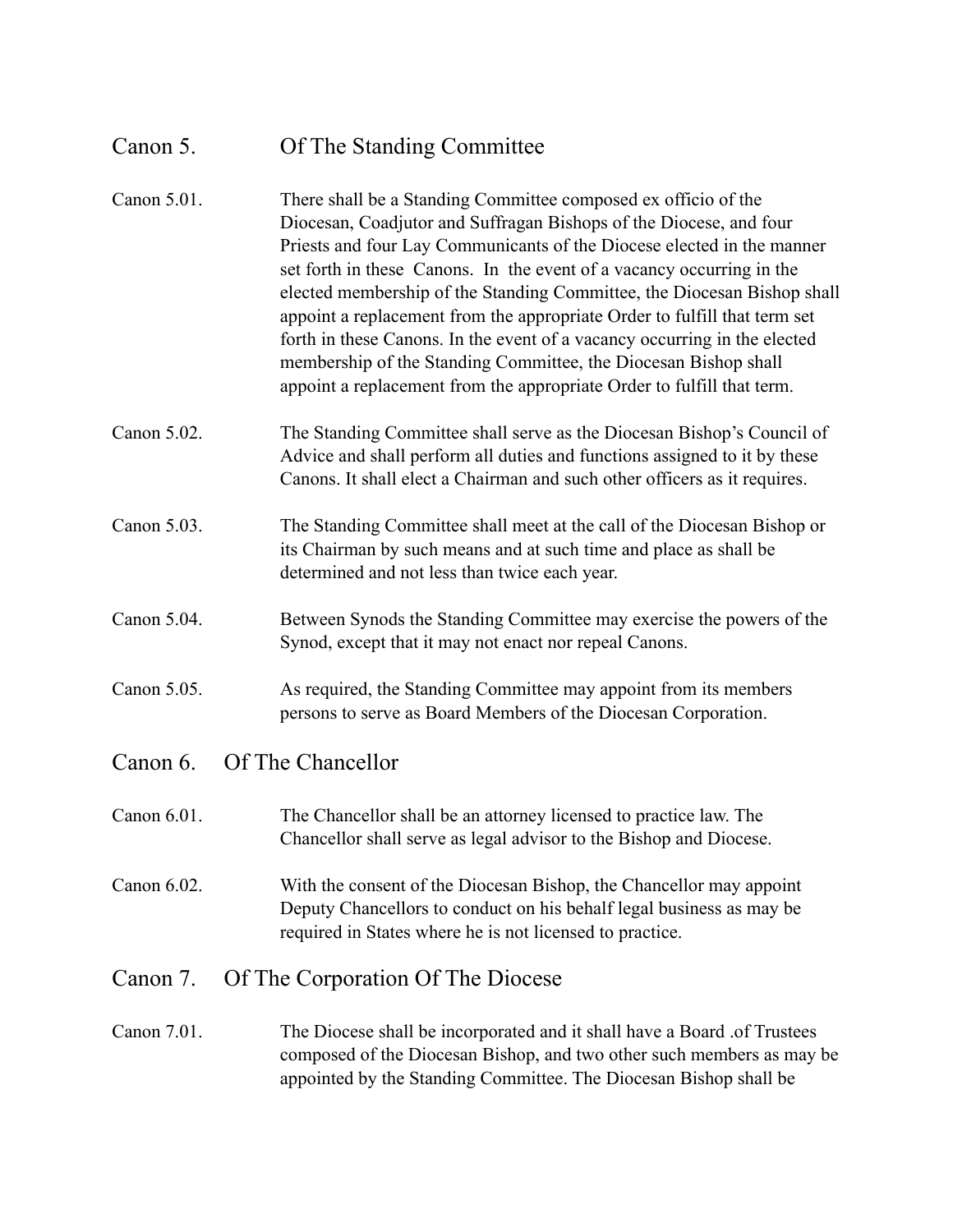## Canon 5. Of The Standing Committee

Canon 5.01. There shall be a Standing Committee composed ex officio of the Diocesan, Coadjutor and Suffragan Bishops of the Diocese, and four Priests and four Lay Communicants of the Diocese elected in the manner set forth in these Canons. In the event of a vacancy occurring in the elected membership of the Standing Committee, the Diocesan Bishop shall appoint a replacement from the appropriate Order to fulfill that term set forth in these Canons. In the event of a vacancy occurring in the elected membership of the Standing Committee, the Diocesan Bishop shall appoint a replacement from the appropriate Order to fulfill that term.

Canon 5.02. The Standing Committee shall serve as the Diocesan Bishop's Council of Advice and shall perform all duties and functions assigned to it by these Canons. It shall elect a Chairman and such other officers as it requires.

Canon 5.03. The Standing Committee shall meet at the call of the Diocesan Bishop or its Chairman by such means and at such time and place as shall be determined and not less than twice each year.

Canon 5.04. Between Synods the Standing Committee may exercise the powers of the Synod, except that it may not enact nor repeal Canons.

Canon 5.05. As required, the Standing Committee may appoint from its members persons to serve as Board Members of the Diocesan Corporation.

## Canon 6. Of The Chancellor

Canon 6.01. The Chancellor shall be an attorney licensed to practice law. The Chancellor shall serve as legal advisor to the Bishop and Diocese.

Canon 6.02. With the consent of the Diocesan Bishop, the Chancellor may appoint Deputy Chancellors to conduct on his behalf legal business as may be required in States where he is not licensed to practice.

## Canon 7. Of The Corporation Of The Diocese

Canon 7.01. The Diocese shall be incorporated and it shall have a Board .of Trustees composed of the Diocesan Bishop, and two other such members as may be appointed by the Standing Committee. The Diocesan Bishop shall be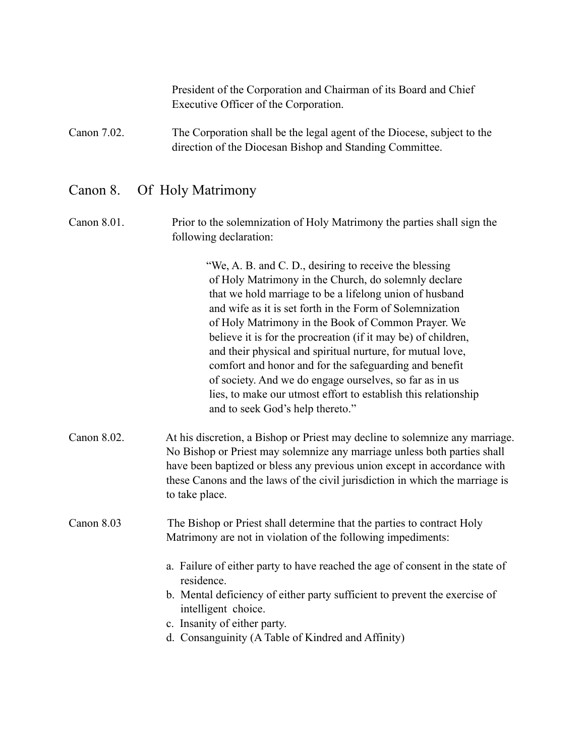President of the Corporation and Chairman of its Board and Chief Executive Officer of the Corporation.

Canon 7.02. The Corporation shall be the legal agent of the Diocese, subject to the direction of the Diocesan Bishop and Standing Committee.

## Canon 8. Of Holy Matrimony

Canon 8.01. Prior to the solemnization of Holy Matrimony the parties shall sign the following declaration:

> "We, A. B. and C. D., desiring to receive the blessing of Holy Matrimony in the Church, do solemnly declare that we hold marriage to be a lifelong union of husband and wife as it is set forth in the Form of Solemnization of Holy Matrimony in the Book of Common Prayer. We believe it is for the procreation (if it may be) of children, and their physical and spiritual nurture, for mutual love, comfort and honor and for the safeguarding and benefit of society. And we do engage ourselves, so far as in us lies, to make our utmost effort to establish this relationship and to seek God's help thereto."

Canon 8.02. At his discretion, a Bishop or Priest may decline to solemnize any marriage. No Bishop or Priest may solemnize any marriage unless both parties shall have been baptized or bless any previous union except in accordance with these Canons and the laws of the civil jurisdiction in which the marriage is to take place.

Canon 8.03 The Bishop or Priest shall determine that the parties to contract Holy Matrimony are not in violation of the following impediments:

a. Failure of either party to have reached the age of consent in the state of residence.
b. Mental deficiency of either party sufficient to prevent the exercise of intelligent choice.
c. Insanity of either party.
d. Consanguinity (A Table of Kindred and Affinity)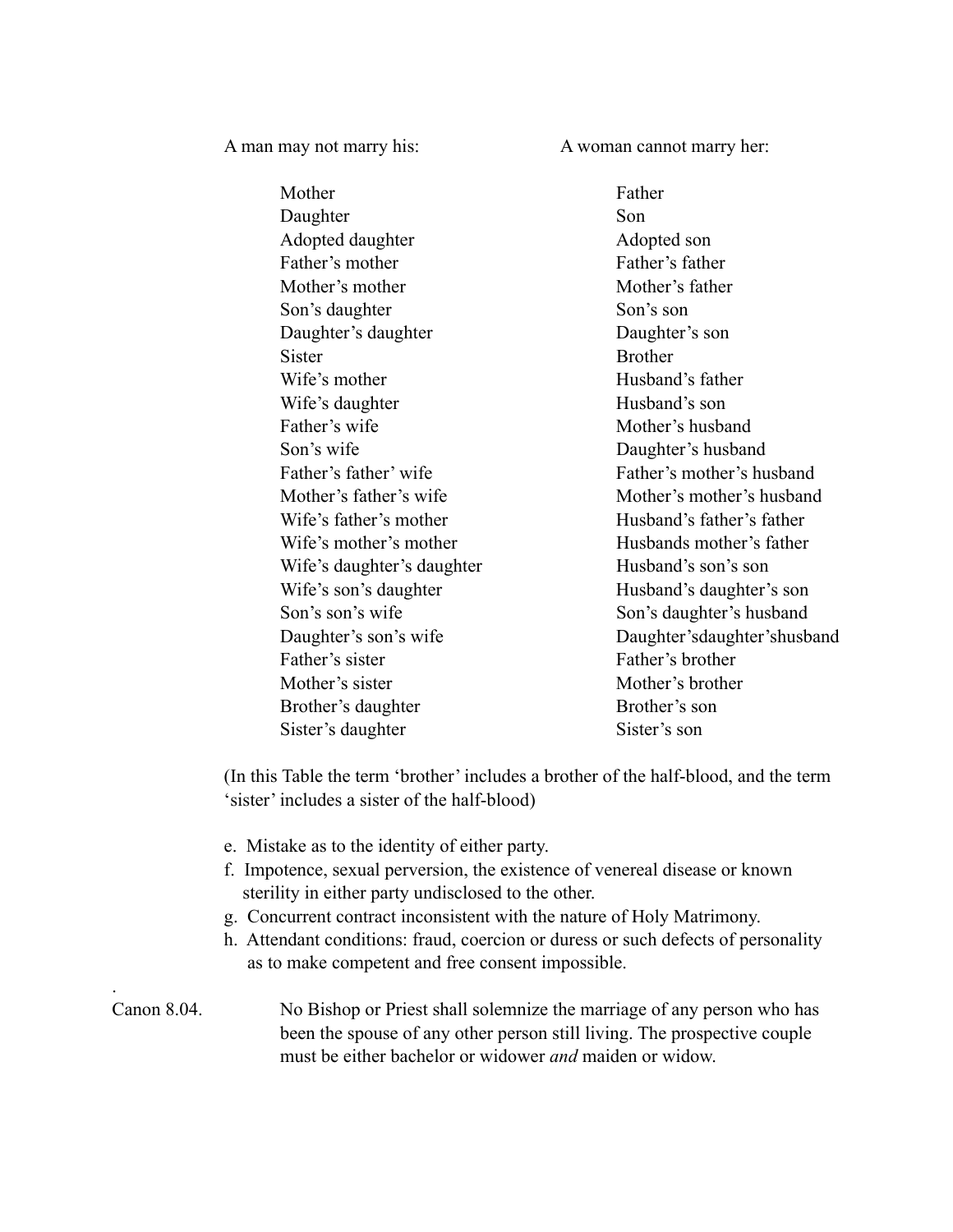| A man may not marry his: | A woman cannot marry her: |
|---|---|
| Mother | Father |
| Daughter | Son |
| Adopted daughter | Adopted son |
| Father's mother | Father's father |
| Mother's mother | Mother's father |
| Son's daughter | Son's son |
| Daughter's daughter | Daughter's son |
| Sister | Brother |
| Wife's mother | Husband's father |
| Wife's daughter | Husband's son |
| Father's wife | Mother's husband |
| Son's wife | Daughter's husband |
| Father's father' wife | Father's mother's husband |
| Mother's father's wife | Mother's mother's husband |
| Wife's father's mother | Husband's father's father |
| Wife's mother's mother | Husbands mother's father |
| Wife's daughter's daughter | Husband's son's son |
| Wife's son's daughter | Husband's daughter's son |
| Son's son's wife | Son's daughter's husband |
| Daughter's son's wife | Daughter'sdaughter'shusband |
| Father's sister | Father's brother |
| Mother's sister | Mother's brother |
| Brother's daughter | Brother's son |
| Sister's daughter | Sister's son |

(In this Table the term 'brother' includes a brother of the half-blood, and the term 'sister' includes a sister of the half-blood)

e. Mistake as to the identity of either party.
f. Impotence, sexual perversion, the existence of venereal disease or known sterility in either party undisclosed to the other.
g. Concurrent contract inconsistent with the nature of Holy Matrimony.
h. Attendant conditions: fraud, coercion or duress or such defects of personality as to make competent and free consent impossible.

Canon 8.04. No Bishop or Priest shall solemnize the marriage of any person who has been the spouse of any other person still living. The prospective couple must be either bachelor or widower *and* maiden or widow.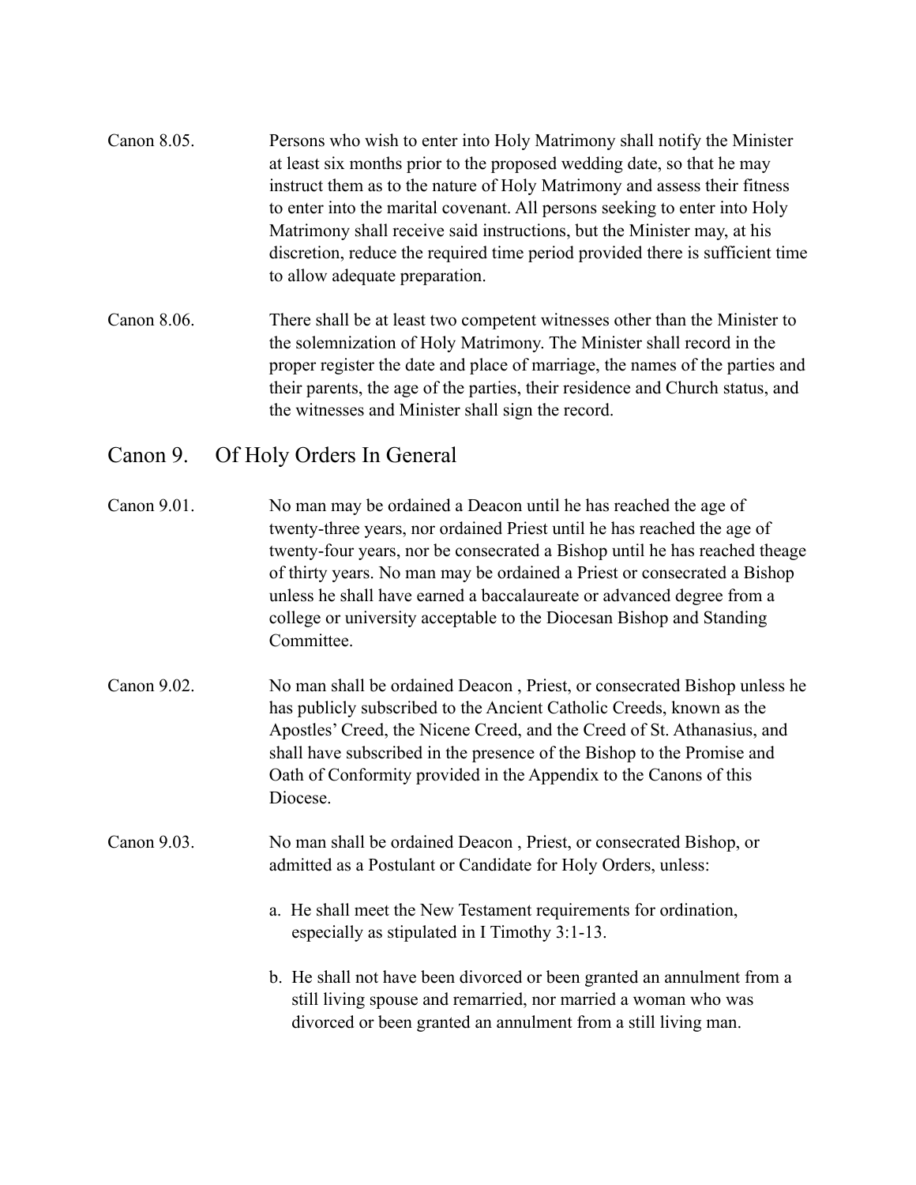Canon 8.05. Persons who wish to enter into Holy Matrimony shall notify the Minister at least six months prior to the proposed wedding date, so that he may instruct them as to the nature of Holy Matrimony and assess their fitness to enter into the marital covenant. All persons seeking to enter into Holy Matrimony shall receive said instructions, but the Minister may, at his discretion, reduce the required time period provided there is sufficient time to allow adequate preparation.

Canon 8.06. There shall be at least two competent witnesses other than the Minister to the solemnization of Holy Matrimony. The Minister shall record in the proper register the date and place of marriage, the names of the parties and their parents, the age of the parties, their residence and Church status, and the witnesses and Minister shall sign the record.

## Canon 9. Of Holy Orders In General

Canon 9.01. No man may be ordained a Deacon until he has reached the age of twenty-three years, nor ordained Priest until he has reached the age of twenty-four years, nor be consecrated a Bishop until he has reached theage of thirty years. No man may be ordained a Priest or consecrated a Bishop unless he shall have earned a baccalaureate or advanced degree from a college or university acceptable to the Diocesan Bishop and Standing Committee.

Canon 9.02. No man shall be ordained Deacon , Priest, or consecrated Bishop unless he has publicly subscribed to the Ancient Catholic Creeds, known as the Apostles' Creed, the Nicene Creed, and the Creed of St. Athanasius, and shall have subscribed in the presence of the Bishop to the Promise and Oath of Conformity provided in the Appendix to the Canons of this Diocese.

Canon 9.03. No man shall be ordained Deacon , Priest, or consecrated Bishop, or admitted as a Postulant or Candidate for Holy Orders, unless:

a. He shall meet the New Testament requirements for ordination, especially as stipulated in I Timothy 3:1-13.

b. He shall not have been divorced or been granted an annulment from a still living spouse and remarried, nor married a woman who was divorced or been granted an annulment from a still living man.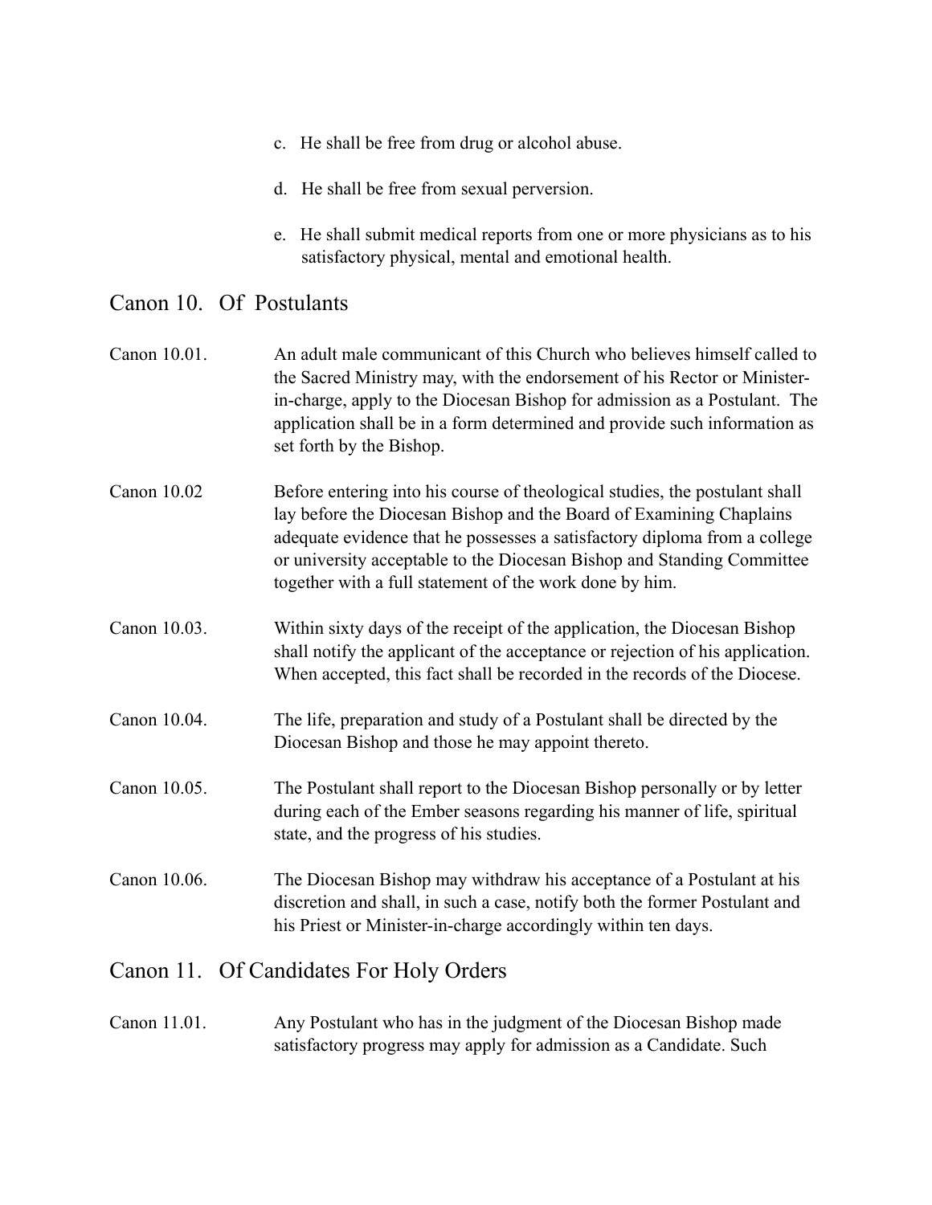c. He shall be free from drug or alcohol abuse.

d. He shall be free from sexual perversion.

e. He shall submit medical reports from one or more physicians as to his satisfactory physical, mental and emotional health.

## Canon 10. Of Postulants

Canon 10.01. An adult male communicant of this Church who believes himself called to the Sacred Ministry may, with the endorsement of his Rector or Minister-in-charge, apply to the Diocesan Bishop for admission as a Postulant. The application shall be in a form determined and provide such information as set forth by the Bishop.

Canon 10.02 Before entering into his course of theological studies, the postulant shall lay before the Diocesan Bishop and the Board of Examining Chaplains adequate evidence that he possesses a satisfactory diploma from a college or university acceptable to the Diocesan Bishop and Standing Committee together with a full statement of the work done by him.

Canon 10.03. Within sixty days of the receipt of the application, the Diocesan Bishop shall notify the applicant of the acceptance or rejection of his application. When accepted, this fact shall be recorded in the records of the Diocese.

Canon 10.04. The life, preparation and study of a Postulant shall be directed by the Diocesan Bishop and those he may appoint thereto.

Canon 10.05. The Postulant shall report to the Diocesan Bishop personally or by letter during each of the Ember seasons regarding his manner of life, spiritual state, and the progress of his studies.

Canon 10.06. The Diocesan Bishop may withdraw his acceptance of a Postulant at his discretion and shall, in such a case, notify both the former Postulant and his Priest or Minister-in-charge accordingly within ten days.

## Canon 11. Of Candidates For Holy Orders

Canon 11.01. Any Postulant who has in the judgment of the Diocesan Bishop made satisfactory progress may apply for admission as a Candidate. Such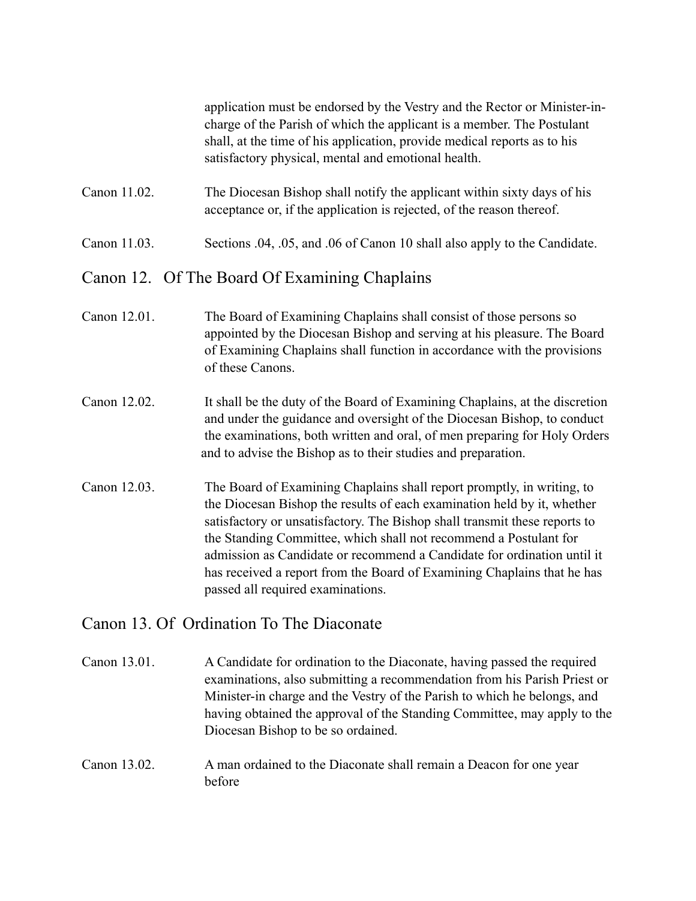application must be endorsed by the Vestry and the Rector or Minister-in-charge of the Parish of which the applicant is a member. The Postulant shall, at the time of his application, provide medical reports as to his satisfactory physical, mental and emotional health.

Canon 11.02. The Diocesan Bishop shall notify the applicant within sixty days of his acceptance or, if the application is rejected, of the reason thereof.

Canon 11.03. Sections .04, .05, and .06 of Canon 10 shall also apply to the Candidate.

## Canon 12. Of The Board Of Examining Chaplains

Canon 12.01. The Board of Examining Chaplains shall consist of those persons so appointed by the Diocesan Bishop and serving at his pleasure. The Board of Examining Chaplains shall function in accordance with the provisions of these Canons.

Canon 12.02. It shall be the duty of the Board of Examining Chaplains, at the discretion and under the guidance and oversight of the Diocesan Bishop, to conduct the examinations, both written and oral, of men preparing for Holy Orders and to advise the Bishop as to their studies and preparation.

Canon 12.03. The Board of Examining Chaplains shall report promptly, in writing, to the Diocesan Bishop the results of each examination held by it, whether satisfactory or unsatisfactory. The Bishop shall transmit these reports to the Standing Committee, which shall not recommend a Postulant for admission as Candidate or recommend a Candidate for ordination until it has received a report from the Board of Examining Chaplains that he has passed all required examinations.

## Canon 13. Of Ordination To The Diaconate

Canon 13.01. A Candidate for ordination to the Diaconate, having passed the required examinations, also submitting a recommendation from his Parish Priest or Minister-in charge and the Vestry of the Parish to which he belongs, and having obtained the approval of the Standing Committee, may apply to the Diocesan Bishop to be so ordained.

Canon 13.02. A man ordained to the Diaconate shall remain a Deacon for one year before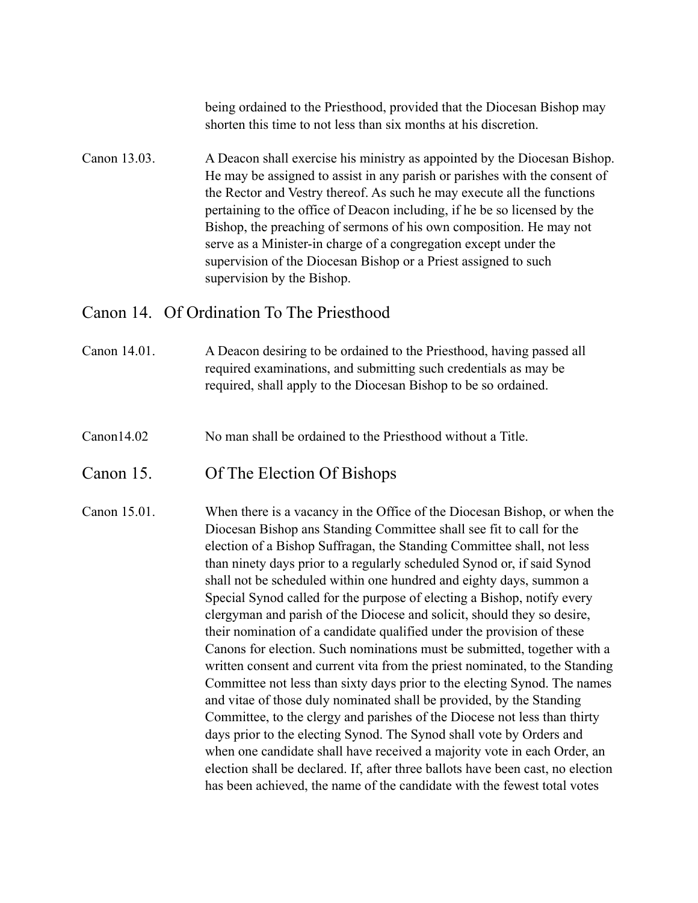being ordained to the Priesthood, provided that the Diocesan Bishop may shorten this time to not less than six months at his discretion.

Canon 13.03. A Deacon shall exercise his ministry as appointed by the Diocesan Bishop. He may be assigned to assist in any parish or parishes with the consent of the Rector and Vestry thereof. As such he may execute all the functions pertaining to the office of Deacon including, if he be so licensed by the Bishop, the preaching of sermons of his own composition. He may not serve as a Minister-in charge of a congregation except under the supervision of the Diocesan Bishop or a Priest assigned to such supervision by the Bishop.

## Canon 14. Of Ordination To The Priesthood

Canon 14.01. A Deacon desiring to be ordained to the Priesthood, having passed all required examinations, and submitting such credentials as may be required, shall apply to the Diocesan Bishop to be so ordained.

Canon14.02 No man shall be ordained to the Priesthood without a Title.

## Canon 15. Of The Election Of Bishops

Canon 15.01. When there is a vacancy in the Office of the Diocesan Bishop, or when the Diocesan Bishop ans Standing Committee shall see fit to call for the election of a Bishop Suffragan, the Standing Committee shall, not less than ninety days prior to a regularly scheduled Synod or, if said Synod shall not be scheduled within one hundred and eighty days, summon a Special Synod called for the purpose of electing a Bishop, notify every clergyman and parish of the Diocese and solicit, should they so desire, their nomination of a candidate qualified under the provision of these Canons for election. Such nominations must be submitted, together with a written consent and current vita from the priest nominated, to the Standing Committee not less than sixty days prior to the electing Synod. The names and vitae of those duly nominated shall be provided, by the Standing Committee, to the clergy and parishes of the Diocese not less than thirty days prior to the electing Synod. The Synod shall vote by Orders and when one candidate shall have received a majority vote in each Order, an election shall be declared. If, after three ballots have been cast, no election has been achieved, the name of the candidate with the fewest total votes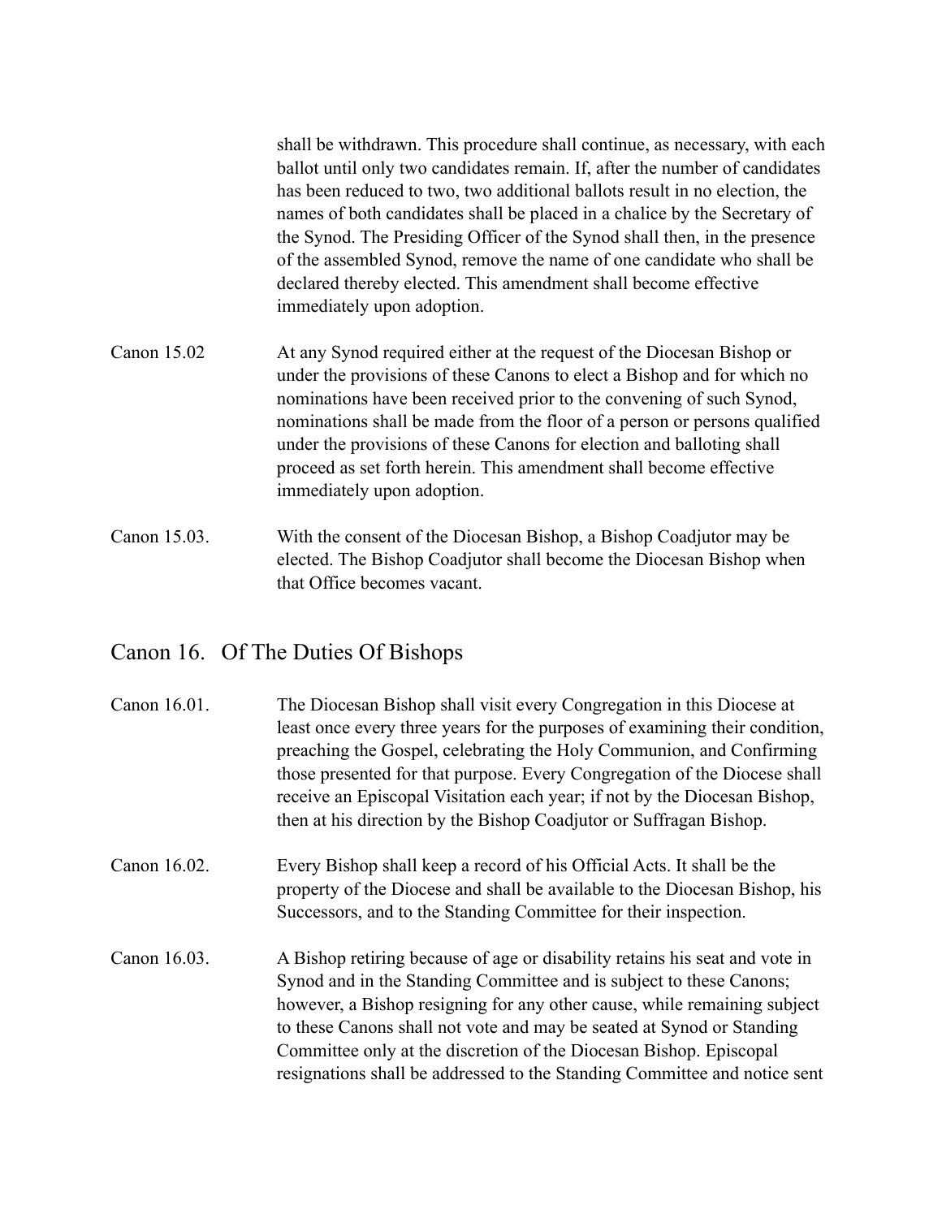shall be withdrawn. This procedure shall continue, as necessary, with each ballot until only two candidates remain. If, after the number of candidates has been reduced to two, two additional ballots result in no election, the names of both candidates shall be placed in a chalice by the Secretary of the Synod. The Presiding Officer of the Synod shall then, in the presence of the assembled Synod, remove the name of one candidate who shall be declared thereby elected. This amendment shall become effective immediately upon adoption.

Canon 15.02 At any Synod required either at the request of the Diocesan Bishop or under the provisions of these Canons to elect a Bishop and for which no nominations have been received prior to the convening of such Synod, nominations shall be made from the floor of a person or persons qualified under the provisions of these Canons for election and balloting shall proceed as set forth herein. This amendment shall become effective immediately upon adoption.

Canon 15.03. With the consent of the Diocesan Bishop, a Bishop Coadjutor may be elected. The Bishop Coadjutor shall become the Diocesan Bishop when that Office becomes vacant.

## Canon 16. Of The Duties Of Bishops

Canon 16.01. The Diocesan Bishop shall visit every Congregation in this Diocese at least once every three years for the purposes of examining their condition, preaching the Gospel, celebrating the Holy Communion, and Confirming those presented for that purpose. Every Congregation of the Diocese shall receive an Episcopal Visitation each year; if not by the Diocesan Bishop, then at his direction by the Bishop Coadjutor or Suffragan Bishop.

Canon 16.02. Every Bishop shall keep a record of his Official Acts. It shall be the property of the Diocese and shall be available to the Diocesan Bishop, his Successors, and to the Standing Committee for their inspection.

Canon 16.03. A Bishop retiring because of age or disability retains his seat and vote in Synod and in the Standing Committee and is subject to these Canons; however, a Bishop resigning for any other cause, while remaining subject to these Canons shall not vote and may be seated at Synod or Standing Committee only at the discretion of the Diocesan Bishop. Episcopal resignations shall be addressed to the Standing Committee and notice sent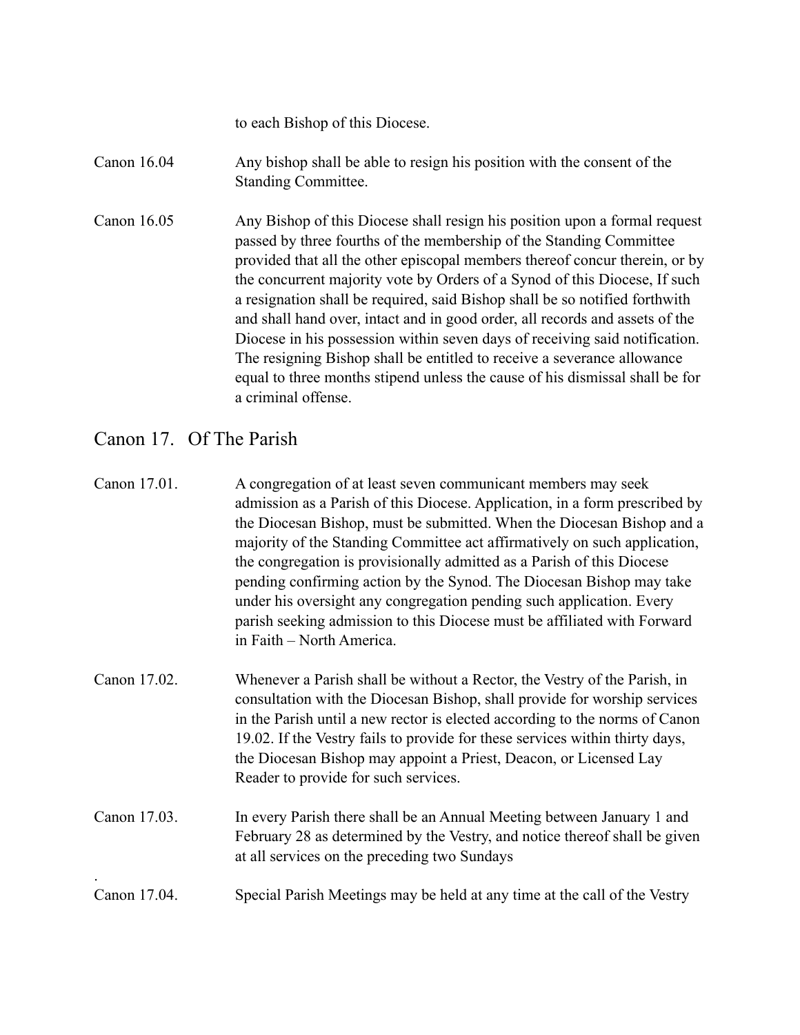to each Bishop of this Diocese.

Canon 16.04 Any bishop shall be able to resign his position with the consent of the Standing Committee.

Canon 16.05 Any Bishop of this Diocese shall resign his position upon a formal request passed by three fourths of the membership of the Standing Committee provided that all the other episcopal members thereof concur therein, or by the concurrent majority vote by Orders of a Synod of this Diocese, If such a resignation shall be required, said Bishop shall be so notified forthwith and shall hand over, intact and in good order, all records and assets of the Diocese in his possession within seven days of receiving said notification. The resigning Bishop shall be entitled to receive a severance allowance equal to three months stipend unless the cause of his dismissal shall be for a criminal offense.

## Canon 17. Of The Parish

Canon 17.01. A congregation of at least seven communicant members may seek admission as a Parish of this Diocese. Application, in a form prescribed by the Diocesan Bishop, must be submitted. When the Diocesan Bishop and a majority of the Standing Committee act affirmatively on such application, the congregation is provisionally admitted as a Parish of this Diocese pending confirming action by the Synod. The Diocesan Bishop may take under his oversight any congregation pending such application. Every parish seeking admission to this Diocese must be affiliated with Forward in Faith – North America.

Canon 17.02. Whenever a Parish shall be without a Rector, the Vestry of the Parish, in consultation with the Diocesan Bishop, shall provide for worship services in the Parish until a new rector is elected according to the norms of Canon 19.02. If the Vestry fails to provide for these services within thirty days, the Diocesan Bishop may appoint a Priest, Deacon, or Licensed Lay Reader to provide for such services.

Canon 17.03. In every Parish there shall be an Annual Meeting between January 1 and February 28 as determined by the Vestry, and notice thereof shall be given at all services on the preceding two Sundays

.

Canon 17.04. Special Parish Meetings may be held at any time at the call of the Vestry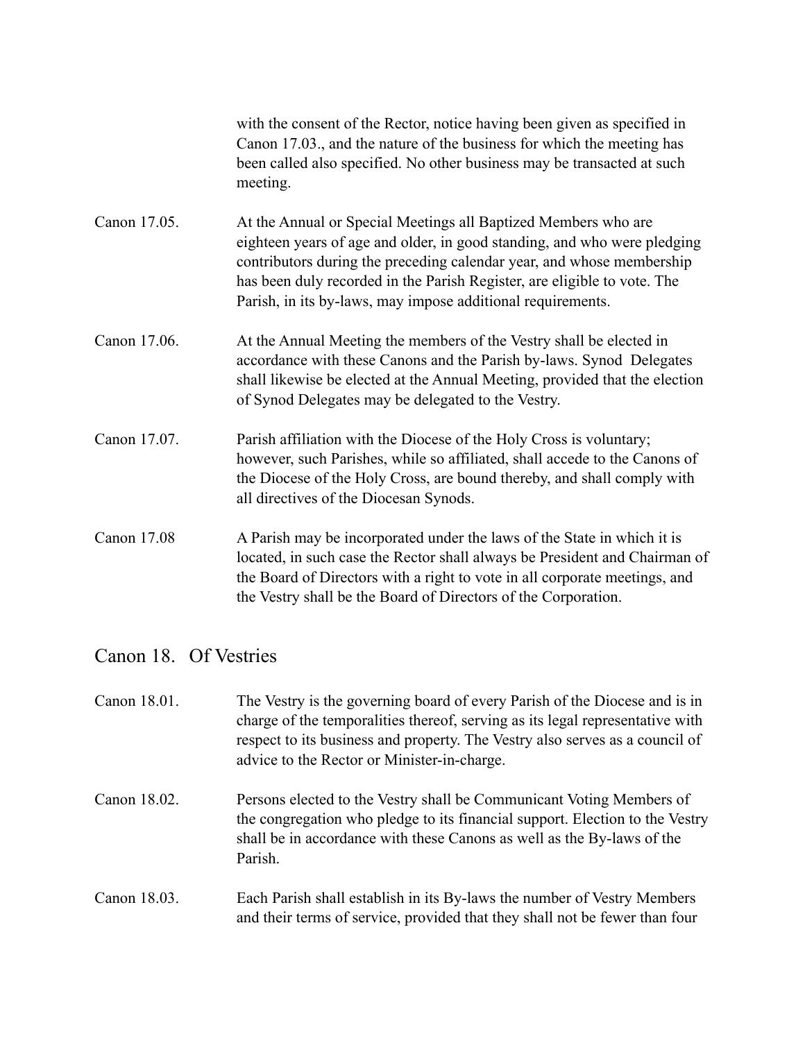with the consent of the Rector, notice having been given as specified in Canon 17.03., and the nature of the business for which the meeting has been called also specified. No other business may be transacted at such meeting.

Canon 17.05. At the Annual or Special Meetings all Baptized Members who are eighteen years of age and older, in good standing, and who were pledging contributors during the preceding calendar year, and whose membership has been duly recorded in the Parish Register, are eligible to vote. The Parish, in its by-laws, may impose additional requirements.

Canon 17.06. At the Annual Meeting the members of the Vestry shall be elected in accordance with these Canons and the Parish by-laws. Synod Delegates shall likewise be elected at the Annual Meeting, provided that the election of Synod Delegates may be delegated to the Vestry.

Canon 17.07. Parish affiliation with the Diocese of the Holy Cross is voluntary; however, such Parishes, while so affiliated, shall accede to the Canons of the Diocese of the Holy Cross, are bound thereby, and shall comply with all directives of the Diocesan Synods.

Canon 17.08 A Parish may be incorporated under the laws of the State in which it is located, in such case the Rector shall always be President and Chairman of the Board of Directors with a right to vote in all corporate meetings, and the Vestry shall be the Board of Directors of the Corporation.

## Canon 18. Of Vestries

Canon 18.01. The Vestry is the governing board of every Parish of the Diocese and is in charge of the temporalities thereof, serving as its legal representative with respect to its business and property. The Vestry also serves as a council of advice to the Rector or Minister-in-charge.

Canon 18.02. Persons elected to the Vestry shall be Communicant Voting Members of the congregation who pledge to its financial support. Election to the Vestry shall be in accordance with these Canons as well as the By-laws of the Parish.

Canon 18.03. Each Parish shall establish in its By-laws the number of Vestry Members and their terms of service, provided that they shall not be fewer than four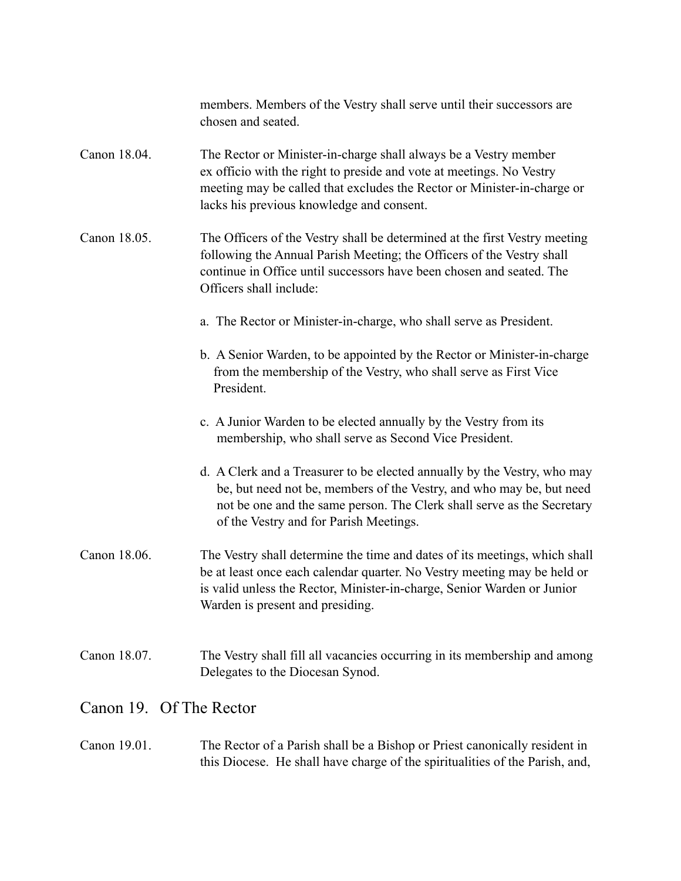members. Members of the Vestry shall serve until their successors are chosen and seated.

Canon 18.04. The Rector or Minister-in-charge shall always be a Vestry member ex officio with the right to preside and vote at meetings. No Vestry meeting may be called that excludes the Rector or Minister-in-charge or lacks his previous knowledge and consent.

Canon 18.05. The Officers of the Vestry shall be determined at the first Vestry meeting following the Annual Parish Meeting; the Officers of the Vestry shall continue in Office until successors have been chosen and seated. The Officers shall include:

a. The Rector or Minister-in-charge, who shall serve as President.

b. A Senior Warden, to be appointed by the Rector or Minister-in-charge from the membership of the Vestry, who shall serve as First Vice President.

c. A Junior Warden to be elected annually by the Vestry from its membership, who shall serve as Second Vice President.

d. A Clerk and a Treasurer to be elected annually by the Vestry, who may be, but need not be, members of the Vestry, and who may be, but need not be one and the same person. The Clerk shall serve as the Secretary of the Vestry and for Parish Meetings.

Canon 18.06. The Vestry shall determine the time and dates of its meetings, which shall be at least once each calendar quarter. No Vestry meeting may be held or is valid unless the Rector, Minister-in-charge, Senior Warden or Junior Warden is present and presiding.

Canon 18.07. The Vestry shall fill all vacancies occurring in its membership and among Delegates to the Diocesan Synod.

## Canon 19. Of The Rector

Canon 19.01. The Rector of a Parish shall be a Bishop or Priest canonically resident in this Diocese. He shall have charge of the spiritualities of the Parish, and,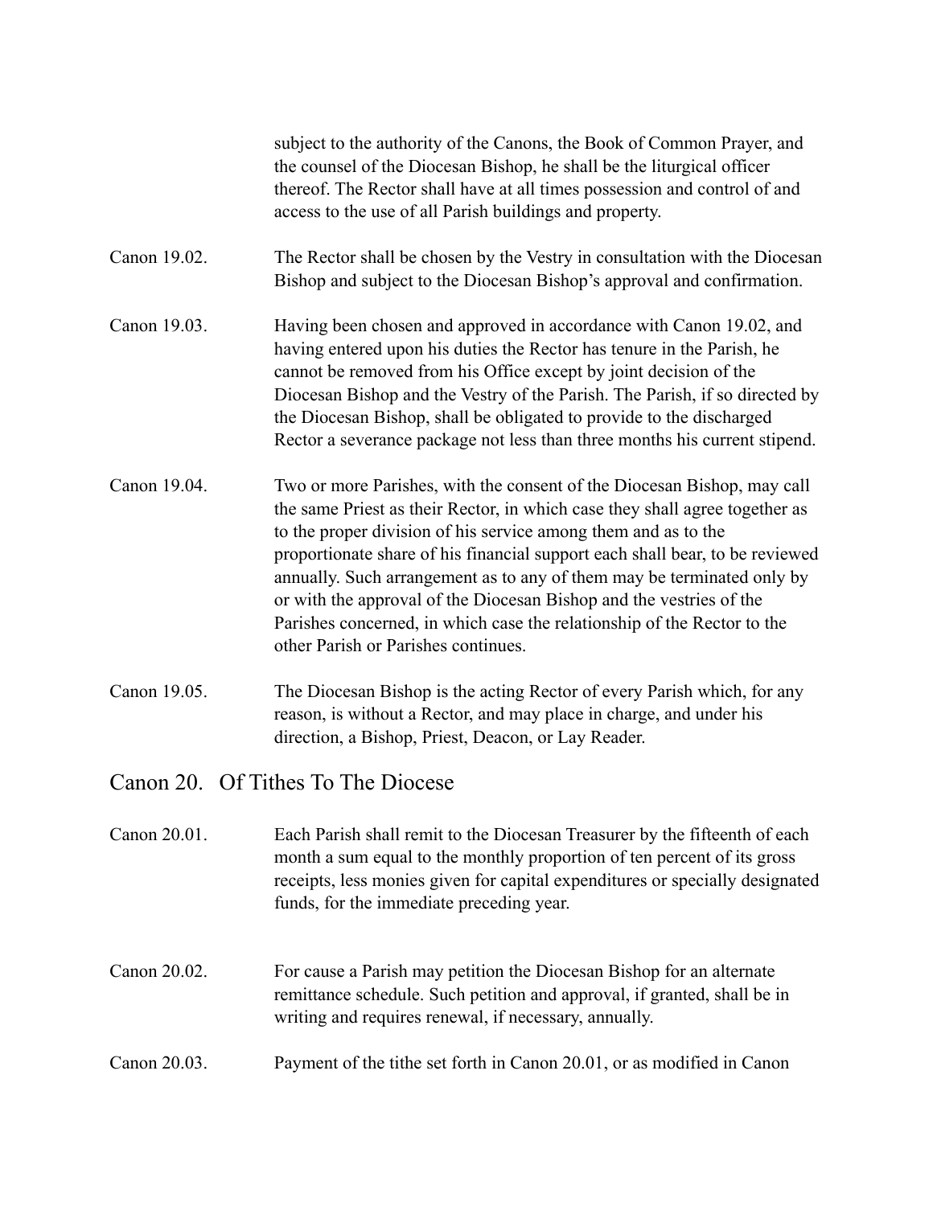subject to the authority of the Canons, the Book of Common Prayer, and the counsel of the Diocesan Bishop, he shall be the liturgical officer thereof. The Rector shall have at all times possession and control of and access to the use of all Parish buildings and property.

Canon 19.02. The Rector shall be chosen by the Vestry in consultation with the Diocesan Bishop and subject to the Diocesan Bishop's approval and confirmation.

Canon 19.03. Having been chosen and approved in accordance with Canon 19.02, and having entered upon his duties the Rector has tenure in the Parish, he cannot be removed from his Office except by joint decision of the Diocesan Bishop and the Vestry of the Parish. The Parish, if so directed by the Diocesan Bishop, shall be obligated to provide to the discharged Rector a severance package not less than three months his current stipend.

Canon 19.04. Two or more Parishes, with the consent of the Diocesan Bishop, may call the same Priest as their Rector, in which case they shall agree together as to the proper division of his service among them and as to the proportionate share of his financial support each shall bear, to be reviewed annually. Such arrangement as to any of them may be terminated only by or with the approval of the Diocesan Bishop and the vestries of the Parishes concerned, in which case the relationship of the Rector to the other Parish or Parishes continues.

Canon 19.05. The Diocesan Bishop is the acting Rector of every Parish which, for any reason, is without a Rector, and may place in charge, and under his direction, a Bishop, Priest, Deacon, or Lay Reader.

## Canon 20. Of Tithes To The Diocese

Canon 20.01. Each Parish shall remit to the Diocesan Treasurer by the fifteenth of each month a sum equal to the monthly proportion of ten percent of its gross receipts, less monies given for capital expenditures or specially designated funds, for the immediate preceding year.

Canon 20.02. For cause a Parish may petition the Diocesan Bishop for an alternate remittance schedule. Such petition and approval, if granted, shall be in writing and requires renewal, if necessary, annually.

Canon 20.03. Payment of the tithe set forth in Canon 20.01, or as modified in Canon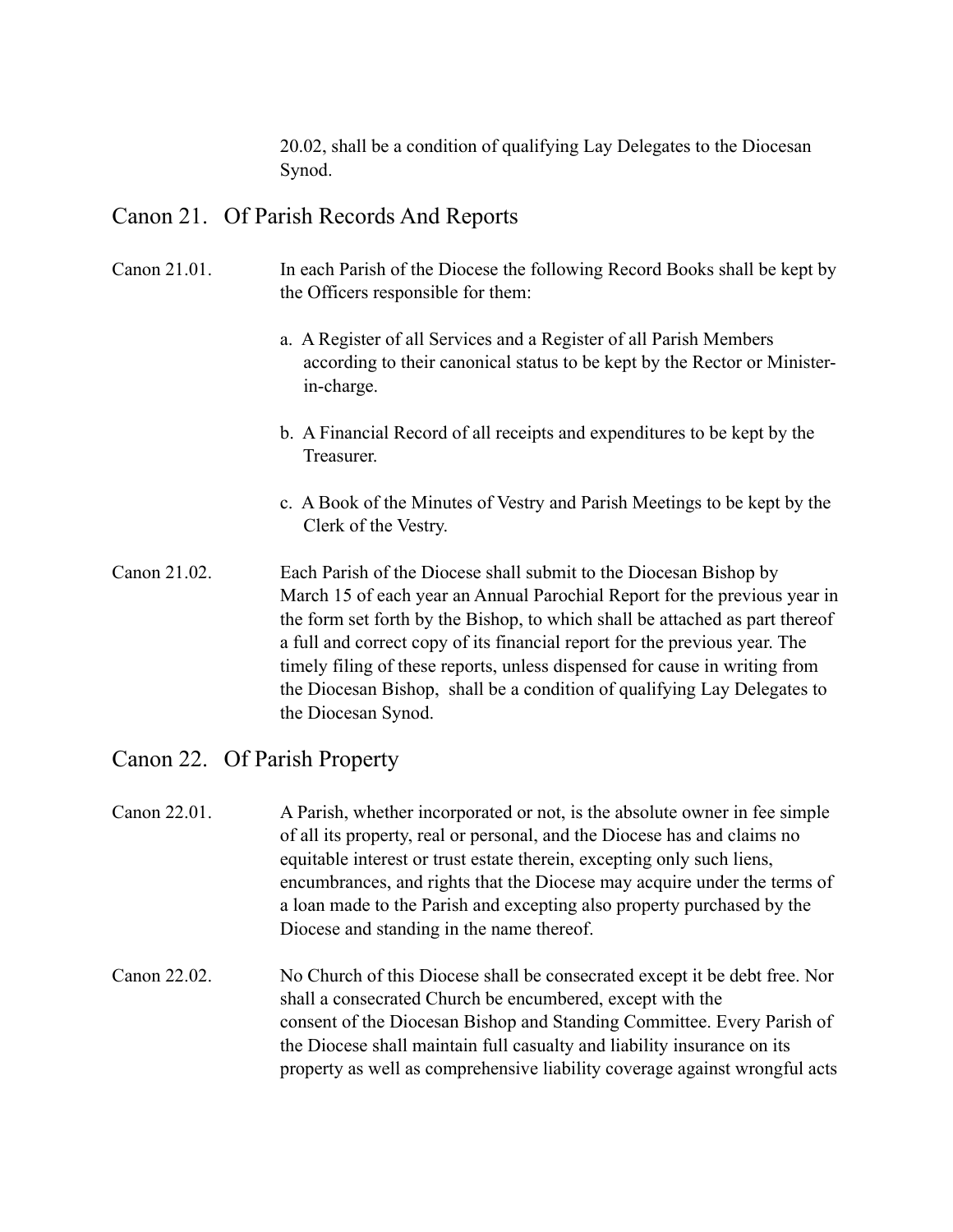20.02, shall be a condition of qualifying Lay Delegates to the Diocesan Synod.

## Canon 21. Of Parish Records And Reports

Canon 21.01. In each Parish of the Diocese the following Record Books shall be kept by the Officers responsible for them:

a. A Register of all Services and a Register of all Parish Members according to their canonical status to be kept by the Rector or Minister-in-charge.

b. A Financial Record of all receipts and expenditures to be kept by the Treasurer.

c. A Book of the Minutes of Vestry and Parish Meetings to be kept by the Clerk of the Vestry.

Canon 21.02. Each Parish of the Diocese shall submit to the Diocesan Bishop by March 15 of each year an Annual Parochial Report for the previous year in the form set forth by the Bishop, to which shall be attached as part thereof a full and correct copy of its financial report for the previous year. The timely filing of these reports, unless dispensed for cause in writing from the Diocesan Bishop, shall be a condition of qualifying Lay Delegates to the Diocesan Synod.

## Canon 22. Of Parish Property

Canon 22.01. A Parish, whether incorporated or not, is the absolute owner in fee simple of all its property, real or personal, and the Diocese has and claims no equitable interest or trust estate therein, excepting only such liens, encumbrances, and rights that the Diocese may acquire under the terms of a loan made to the Parish and excepting also property purchased by the Diocese and standing in the name thereof.

Canon 22.02. No Church of this Diocese shall be consecrated except it be debt free. Nor shall a consecrated Church be encumbered, except with the consent of the Diocesan Bishop and Standing Committee. Every Parish of the Diocese shall maintain full casualty and liability insurance on its property as well as comprehensive liability coverage against wrongful acts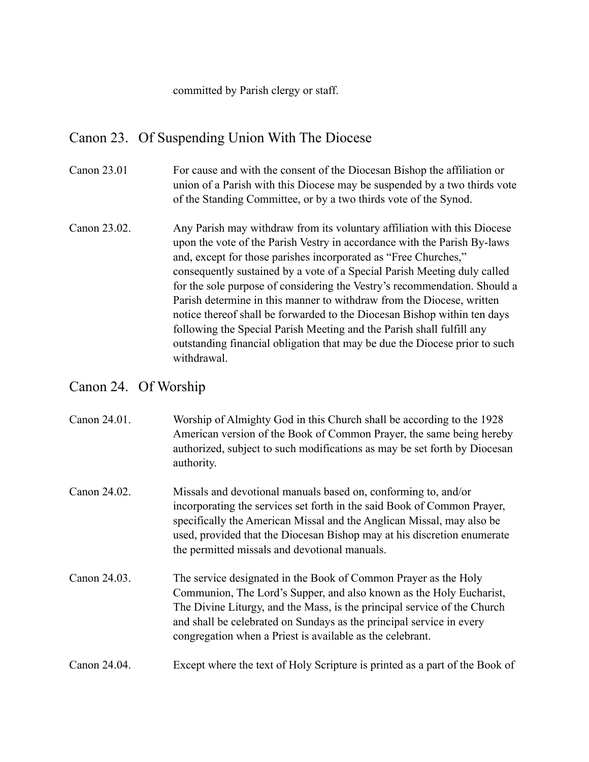committed by Parish clergy or staff.

## Canon 23. Of Suspending Union With The Diocese

Canon 23.01 For cause and with the consent of the Diocesan Bishop the affiliation or union of a Parish with this Diocese may be suspended by a two thirds vote of the Standing Committee, or by a two thirds vote of the Synod.

Canon 23.02. Any Parish may withdraw from its voluntary affiliation with this Diocese upon the vote of the Parish Vestry in accordance with the Parish By-laws and, except for those parishes incorporated as "Free Churches," consequently sustained by a vote of a Special Parish Meeting duly called for the sole purpose of considering the Vestry's recommendation. Should a Parish determine in this manner to withdraw from the Diocese, written notice thereof shall be forwarded to the Diocesan Bishop within ten days following the Special Parish Meeting and the Parish shall fulfill any outstanding financial obligation that may be due the Diocese prior to such withdrawal.

## Canon 24. Of Worship

Canon 24.01. Worship of Almighty God in this Church shall be according to the 1928 American version of the Book of Common Prayer, the same being hereby authorized, subject to such modifications as may be set forth by Diocesan authority.

Canon 24.02. Missals and devotional manuals based on, conforming to, and/or incorporating the services set forth in the said Book of Common Prayer, specifically the American Missal and the Anglican Missal, may also be used, provided that the Diocesan Bishop may at his discretion enumerate the permitted missals and devotional manuals.

Canon 24.03. The service designated in the Book of Common Prayer as the Holy Communion, The Lord's Supper, and also known as the Holy Eucharist, The Divine Liturgy, and the Mass, is the principal service of the Church and shall be celebrated on Sundays as the principal service in every congregation when a Priest is available as the celebrant.

Canon 24.04. Except where the text of Holy Scripture is printed as a part of the Book of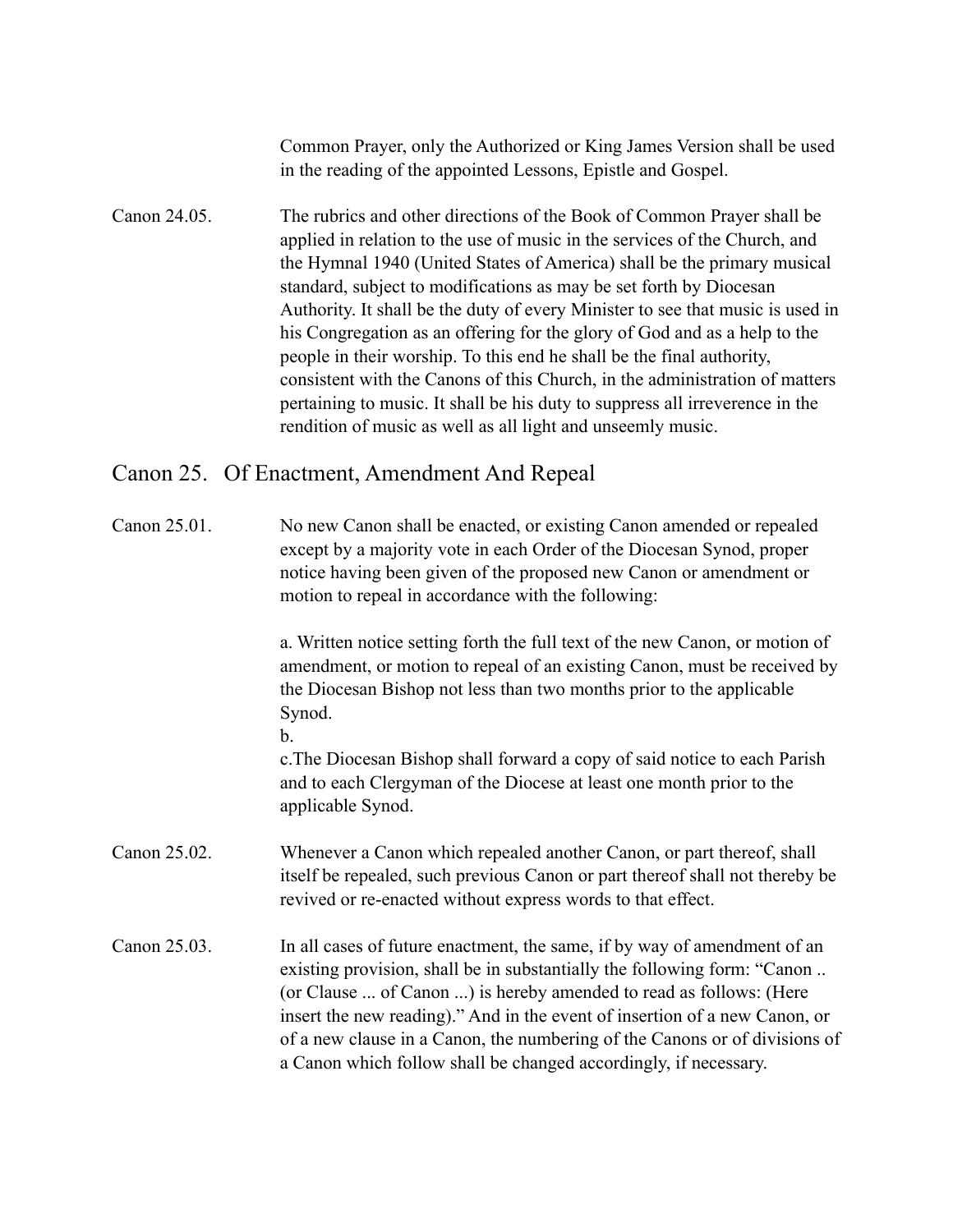Common Prayer, only the Authorized or King James Version shall be used in the reading of the appointed Lessons, Epistle and Gospel.

Canon 24.05. The rubrics and other directions of the Book of Common Prayer shall be applied in relation to the use of music in the services of the Church, and the Hymnal 1940 (United States of America) shall be the primary musical standard, subject to modifications as may be set forth by Diocesan Authority. It shall be the duty of every Minister to see that music is used in his Congregation as an offering for the glory of God and as a help to the people in their worship. To this end he shall be the final authority, consistent with the Canons of this Church, in the administration of matters pertaining to music. It shall be his duty to suppress all irreverence in the rendition of music as well as all light and unseemly music.

## Canon 25. Of Enactment, Amendment And Repeal

Canon 25.01. No new Canon shall be enacted, or existing Canon amended or repealed except by a majority vote in each Order of the Diocesan Synod, proper notice having been given of the proposed new Canon or amendment or motion to repeal in accordance with the following:

a. Written notice setting forth the full text of the new Canon, or motion of amendment, or motion to repeal of an existing Canon, must be received by the Diocesan Bishop not less than two months prior to the applicable Synod.

b.

c.The Diocesan Bishop shall forward a copy of said notice to each Parish and to each Clergyman of the Diocese at least one month prior to the applicable Synod.

Canon 25.02. Whenever a Canon which repealed another Canon, or part thereof, shall itself be repealed, such previous Canon or part thereof shall not thereby be revived or re-enacted without express words to that effect.

Canon 25.03. In all cases of future enactment, the same, if by way of amendment of an existing provision, shall be in substantially the following form: "Canon .. (or Clause ... of Canon ...) is hereby amended to read as follows: (Here insert the new reading)." And in the event of insertion of a new Canon, or of a new clause in a Canon, the numbering of the Canons or of divisions of a Canon which follow shall be changed accordingly, if necessary.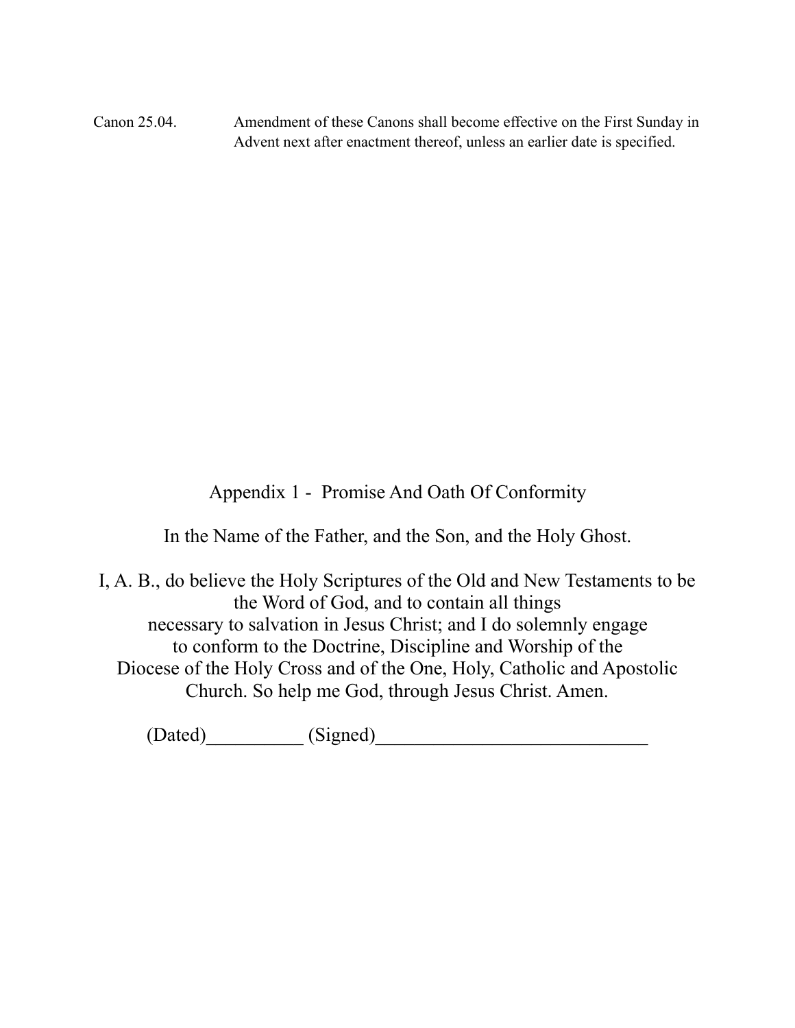Canon 25.04. Amendment of these Canons shall become effective on the First Sunday in Advent next after enactment thereof, unless an earlier date is specified.

## Appendix 1 - Promise And Oath Of Conformity

In the Name of the Father, and the Son, and the Holy Ghost.

I, A. B., do believe the Holy Scriptures of the Old and New Testaments to be the Word of God, and to contain all things necessary to salvation in Jesus Christ; and I do solemnly engage to conform to the Doctrine, Discipline and Worship of the Diocese of the Holy Cross and of the One, Holy, Catholic and Apostolic Church. So help me God, through Jesus Christ. Amen.

(Dated)__________ (Signed)____________________________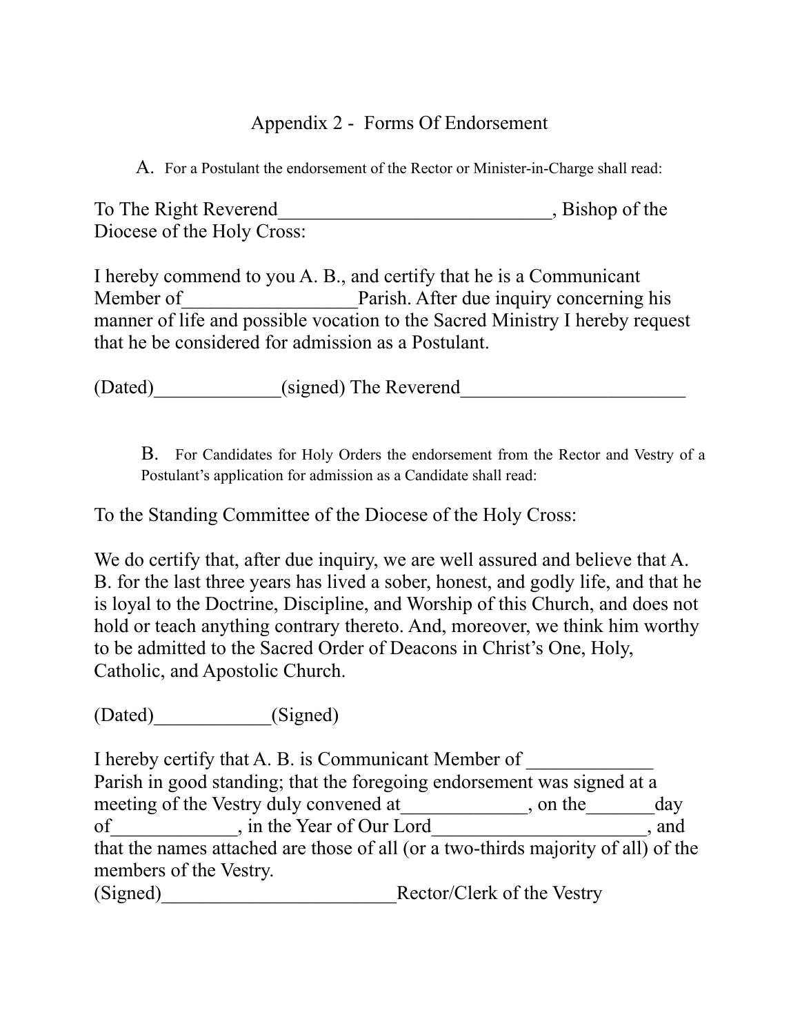## Appendix 2 - Forms Of Endorsement

A. For a Postulant the endorsement of the Rector or Minister-in-Charge shall read:

To The Right Reverend____________________________, Bishop of the Diocese of the Holy Cross:

I hereby commend to you A. B., and certify that he is a Communicant Member of__________________Parish. After due inquiry concerning his manner of life and possible vocation to the Sacred Ministry I hereby request that he be considered for admission as a Postulant.

(Dated)_____________(signed) The Reverend_______________________

B. For Candidates for Holy Orders the endorsement from the Rector and Vestry of a Postulant's application for admission as a Candidate shall read:

To the Standing Committee of the Diocese of the Holy Cross:

We do certify that, after due inquiry, we are well assured and believe that A. B. for the last three years has lived a sober, honest, and godly life, and that he is loyal to the Doctrine, Discipline, and Worship of this Church, and does not hold or teach anything contrary thereto. And, moreover, we think him worthy to be admitted to the Sacred Order of Deacons in Christ's One, Holy, Catholic, and Apostolic Church.

(Dated)____________(Signed)

I hereby certify that A. B. is Communicant Member of _____________ Parish in good standing; that the foregoing endorsement was signed at a meeting of the Vestry duly convened at_____________, on the_______day of_____________, in the Year of Our Lord______________________, and that the names attached are those of all (or a two-thirds majority of all) of the members of the Vestry.
(Signed)________________________Rector/Clerk of the Vestry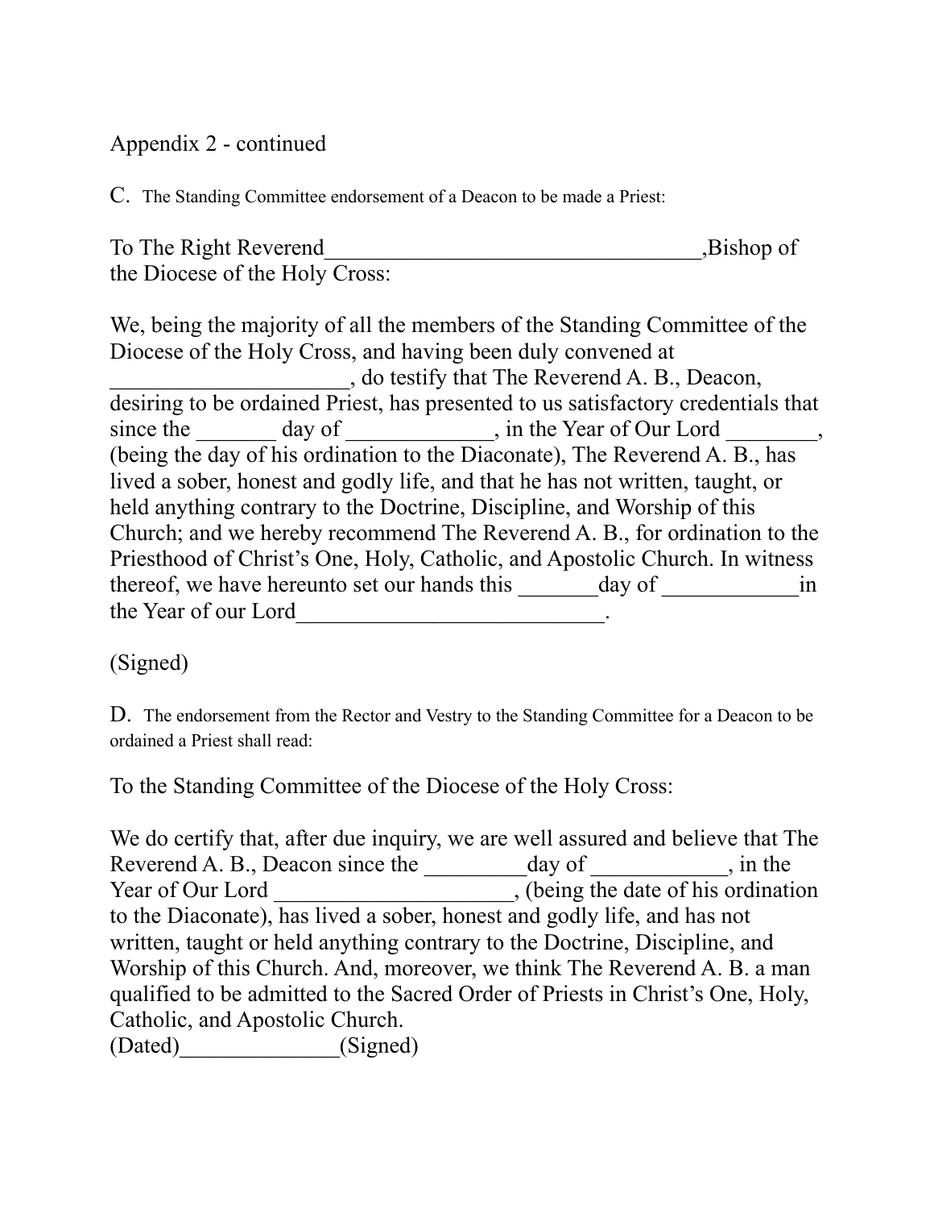Appendix 2 - continued

C. The Standing Committee endorsement of a Deacon to be made a Priest:

To The Right Reverend_________________________________,Bishop of the Diocese of the Holy Cross:

We, being the majority of all the members of the Standing Committee of the Diocese of the Holy Cross, and having been duly convened at ____________________, do testify that The Reverend A. B., Deacon, desiring to be ordained Priest, has presented to us satisfactory credentials that since the _______ day of ____________, in the Year of Our Lord ________, (being the day of his ordination to the Diaconate), The Reverend A. B., has lived a sober, honest and godly life, and that he has not written, taught, or held anything contrary to the Doctrine, Discipline, and Worship of this Church; and we hereby recommend The Reverend A. B., for ordination to the Priesthood of Christ's One, Holy, Catholic, and Apostolic Church. In witness thereof, we have hereunto set our hands this _______day of ____________in the Year of our Lord__________________________.

(Signed)

D. The endorsement from the Rector and Vestry to the Standing Committee for a Deacon to be ordained a Priest shall read:

To the Standing Committee of the Diocese of the Holy Cross:

We do certify that, after due inquiry, we are well assured and believe that The Reverend A. B., Deacon since the _________day of ___________, in the Year of Our Lord ____________________, (being the date of his ordination to the Diaconate), has lived a sober, honest and godly life, and has not written, taught or held anything contrary to the Doctrine, Discipline, and Worship of this Church. And, moreover, we think The Reverend A. B. a man qualified to be admitted to the Sacred Order of Priests in Christ's One, Holy, Catholic, and Apostolic Church.
(Dated)______________(Signed)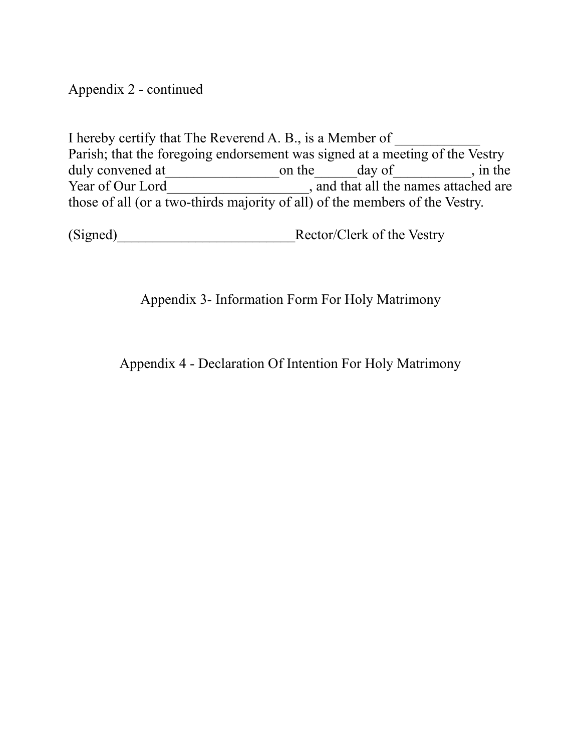Appendix 2 - continued

I hereby certify that The Reverend A. B., is a Member of ____________ Parish; that the foregoing endorsement was signed at a meeting of the Vestry duly convened at________________on the______day of___________, in the Year of Our Lord____________________, and that all the names attached are those of all (or a two-thirds majority of all) of the members of the Vestry.

(Signed)_________________________Rector/Clerk of the Vestry

## Appendix 3- Information Form For Holy Matrimony

## Appendix 4 - Declaration Of Intention For Holy Matrimony